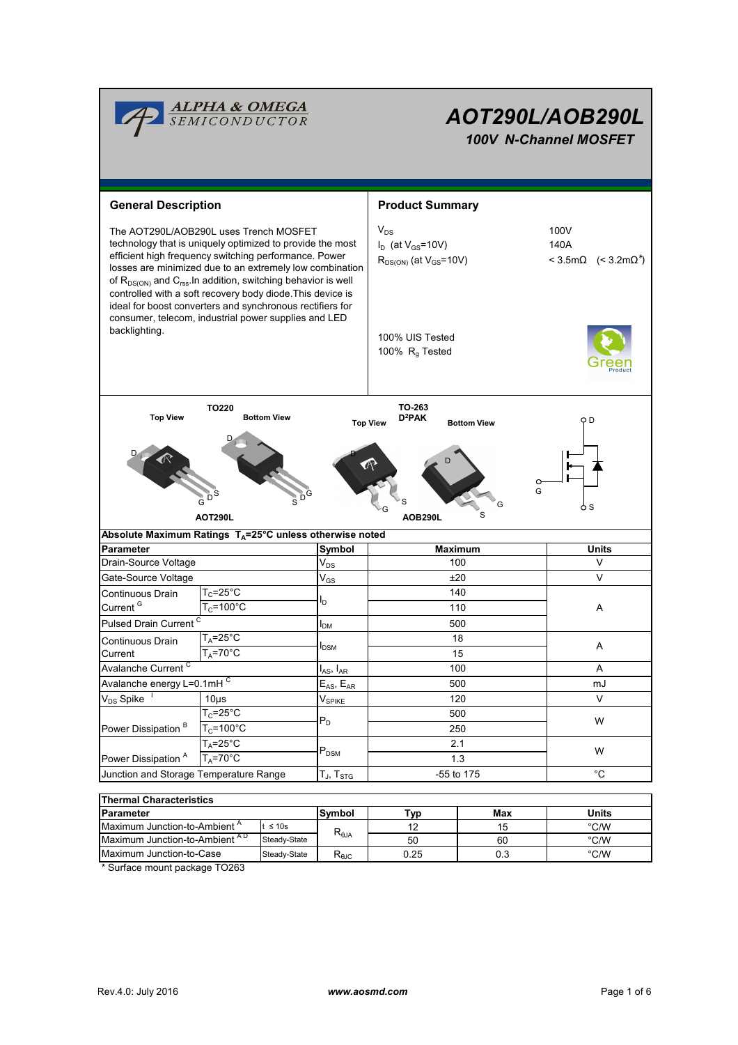ALPHA & OMEGA SEMICONDUCTOR

# AOT290L/AOB290L

**100V N-Channel MOSFET**

## General Description

The AOT290L/AOB290L uses Trench MOSFET technology that is uniquely optimized to provide the most efficient high frequency switching performance. Power losses are minimized due to an extremely low combination of $R_{DS(ON)}$ and $C_{rss}$. In addition, switching behavior is well controlled with a soft recovery body diode. This device is ideal for boost converters and synchronous rectifiers for consumer, telecom, industrial power supplies and LED backlighting.

## Product Summary

| | |
|---|---|
| $V_{DS}$ | 100V |
| $I_D$ (at $V_{GS}$=10V) | 140A |
| $R_{DS(ON)}$ (at $V_{GS}$=10V) | < 3.5mΩ (< 3.2mΩ*) |

100% UIS Tested
100% $R_g$ Tested

Green Product

TO220 — Top View, Bottom View — AOT290L

TO-263 $D^2PAK$ — Top View, Bottom View — AOB290L

### Absolute Maximum Ratings $T_A$=25°C unless otherwise noted

| Parameter | | Symbol | Maximum | Units |
|---|---|---|---|---|
| Drain-Source Voltage | | $V_{DS}$ | 100 | V |
| Gate-Source Voltage | | $V_{GS}$ | ±20 | V |
| Continuous Drain Current [G] | $T_C$=25°C | $I_D$ | 140 | A |
| | $T_C$=100°C | | 110 | |
| Pulsed Drain Current [C] | | $I_{DM}$ | 500 | |
| Continuous Drain Current | $T_A$=25°C | $I_{DSM}$ | 18 | A |
| | $T_A$=70°C | | 15 | |
| Avalanche Current [C] | | $I_{AS}$, $I_{AR}$ | 100 | A |
| Avalanche energy L=0.1mH [C] | | $E_{AS}$, $E_{AR}$ | 500 | mJ |
| $V_{DS}$ Spike [I] | 10µs | $V_{SPIKE}$ | 120 | V |
| Power Dissipation [B] | $T_C$=25°C | $P_D$ | 500 | W |
| | $T_C$=100°C | | 250 | |
| Power Dissipation [A] | $T_A$=25°C | $P_{DSM}$ | 2.1 | W |
| | $T_A$=70°C | | 1.3 | |
| Junction and Storage Temperature Range | | $T_J$, $T_{STG}$ | -55 to 175 | °C |

### Thermal Characteristics

| Parameter | | Symbol | Typ | Max | Units |
|---|---|---|---|---|---|
| Maximum Junction-to-Ambient [A] | t ≤ 10s | $R_{\theta JA}$ | 12 | 15 | °C/W |
| Maximum Junction-to-Ambient [A D] | Steady-State | | 50 | 60 | °C/W |
| Maximum Junction-to-Case | Steady-State | $R_{\theta JC}$ | 0.25 | 0.3 | °C/W |

\* Surface mount package TO263

Rev.4.0: July 2016 www.aosmd.com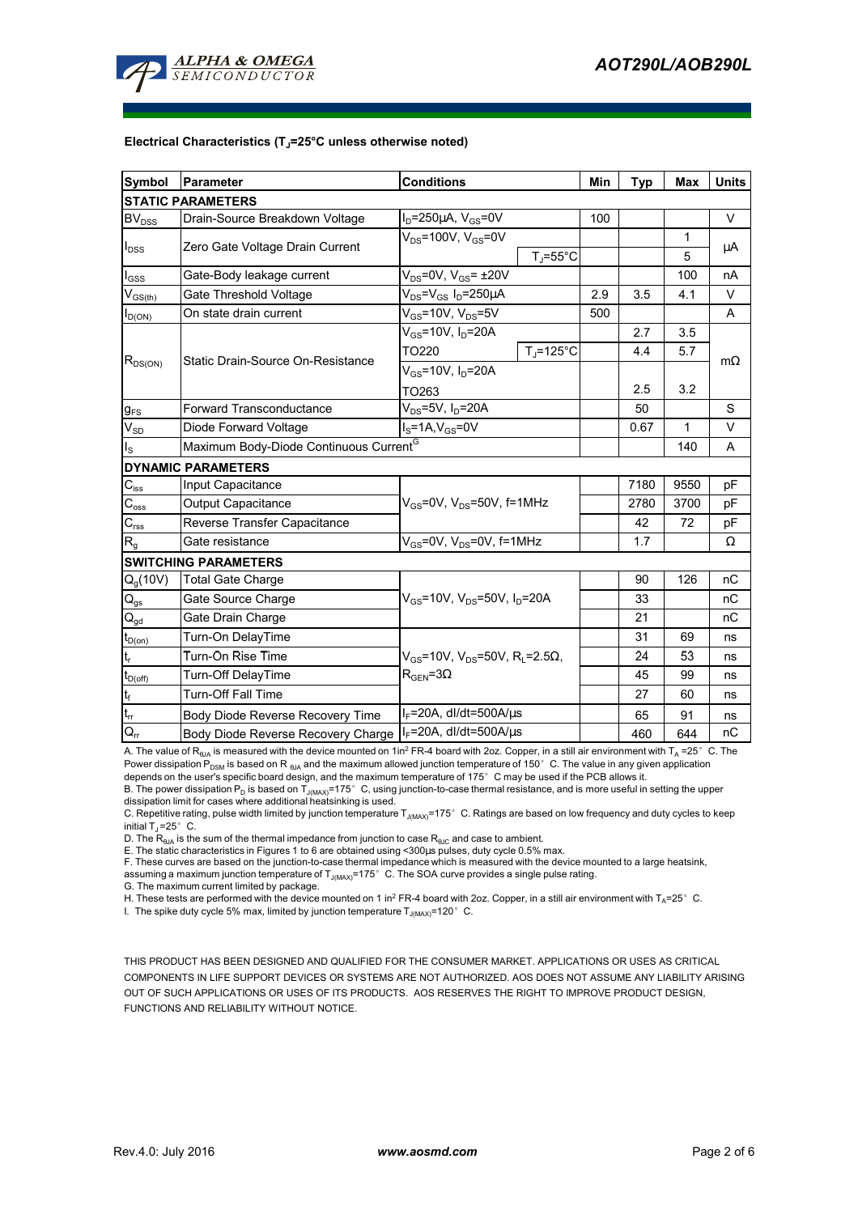**Electrical Characteristics ($T_J$=25°C unless otherwise noted)**

| Symbol | Parameter | Conditions | | Min | Typ | Max | Units |
|---|---|---|---|---|---|---|---|
| **STATIC PARAMETERS** | | | | | | | |
| $BV_{DSS}$ | Drain-Source Breakdown Voltage | $I_D$=250µA, $V_{GS}$=0V | | 100 | | | V |
| $I_{DSS}$ | Zero Gate Voltage Drain Current | $V_{DS}$=100V, $V_{GS}$=0V | | | | 1 | µA |
| | | | $T_J$=55°C | | | 5 | |
| $I_{GSS}$ | Gate-Body leakage current | $V_{DS}$=0V, $V_{GS}$= ±20V | | | | 100 | nA |
| $V_{GS(th)}$ | Gate Threshold Voltage | $V_{DS}$=$V_{GS}$ $I_D$=250µA | | 2.9 | 3.5 | 4.1 | V |
| $I_{D(ON)}$ | On state drain current | $V_{GS}$=10V, $V_{DS}$=5V | | 500 | | | A |
| $R_{DS(ON)}$ | Static Drain-Source On-Resistance | $V_{GS}$=10V, $I_D$=20A | | | 2.7 | 3.5 | mΩ |
| | | TO220 | $T_J$=125°C | | 4.4 | 5.7 | |
| | | $V_{GS}$=10V, $I_D$=20A TO263 | | | 2.5 | 3.2 | |
| $g_{FS}$ | Forward Transconductance | $V_{DS}$=5V, $I_D$=20A | | | 50 | | S |
| $V_{SD}$ | Diode Forward Voltage | $I_S$=1A,$V_{GS}$=0V | | | 0.67 | 1 | V |
| $I_S$ | Maximum Body-Diode Continuous Current[G] | | | | | 140 | A |
| **DYNAMIC PARAMETERS** | | | | | | | |
| $C_{iss}$ | Input Capacitance | $V_{GS}$=0V, $V_{DS}$=50V, f=1MHz | | | 7180 | 9550 | pF |
| $C_{oss}$ | Output Capacitance | | | | 2780 | 3700 | pF |
| $C_{rss}$ | Reverse Transfer Capacitance | | | | 42 | 72 | pF |
| $R_g$ | Gate resistance | $V_{GS}$=0V, $V_{DS}$=0V, f=1MHz | | | 1.7 | | Ω |
| **SWITCHING PARAMETERS** | | | | | | | |
| $Q_g$(10V) | Total Gate Charge | $V_{GS}$=10V, $V_{DS}$=50V, $I_D$=20A | | | 90 | 126 | nC |
| $Q_{gs}$ | Gate Source Charge | | | | 33 | | nC |
| $Q_{gd}$ | Gate Drain Charge | | | | 21 | | nC |
| $t_{D(on)}$ | Turn-On DelayTime | $V_{GS}$=10V, $V_{DS}$=50V, $R_L$=2.5Ω, $R_{GEN}$=3Ω | | | 31 | 69 | ns |
| $t_r$ | Turn-On Rise Time | | | | 24 | 53 | ns |
| $t_{D(off)}$ | Turn-Off DelayTime | | | | 45 | 99 | ns |
| $t_f$ | Turn-Off Fall Time | | | | 27 | 60 | ns |
| $t_{rr}$ | Body Diode Reverse Recovery Time | $I_F$=20A, dI/dt=500A/µs | | | 65 | 91 | ns |
| $Q_{rr}$ | Body Diode Reverse Recovery Charge | $I_F$=20A, dI/dt=500A/µs | | | 460 | 644 | nC |

A. The value of $R_{\theta JA}$ is measured with the device mounted on 1in² FR-4 board with 2oz. Copper, in a still air environment with $T_A$ =25° C. The Power dissipation $P_{DSM}$ is based on R $_{\theta JA}$ and the maximum allowed junction temperature of 150° C. The value in any given application depends on the user's specific board design, and the maximum temperature of 175° C may be used if the PCB allows it.
B. The power dissipation $P_D$ is based on $T_{J(MAX)}$=175° C, using junction-to-case thermal resistance, and is more useful in setting the upper dissipation limit for cases where additional heatsinking is used.
C. Repetitive rating, pulse width limited by junction temperature $T_{J(MAX)}$=175° C. Ratings are based on low frequency and duty cycles to keep initial $T_J$ =25° C.
D. The $R_{\theta JA}$ is the sum of the thermal impedance from junction to case $R_{\theta JC}$ and case to ambient.
E. The static characteristics in Figures 1 to 6 are obtained using <300µs pulses, duty cycle 0.5% max.
F. These curves are based on the junction-to-case thermal impedance which is measured with the device mounted to a large heatsink, assuming a maximum junction temperature of $T_{J(MAX)}$=175° C. The SOA curve provides a single pulse rating.
G. The maximum current limited by package.
H. These tests are performed with the device mounted on 1 in² FR-4 board with 2oz. Copper, in a still air environment with $T_A$=25° C.
I. The spike duty cycle 5% max, limited by junction temperature $T_{J(MAX)}$=120° C.

THIS PRODUCT HAS BEEN DESIGNED AND QUALIFIED FOR THE CONSUMER MARKET. APPLICATIONS OR USES AS CRITICAL COMPONENTS IN LIFE SUPPORT DEVICES OR SYSTEMS ARE NOT AUTHORIZED. AOS DOES NOT ASSUME ANY LIABILITY ARISING OUT OF SUCH APPLICATIONS OR USES OF ITS PRODUCTS. AOS RESERVES THE RIGHT TO IMPROVE PRODUCT DESIGN, FUNCTIONS AND RELIABILITY WITHOUT NOTICE.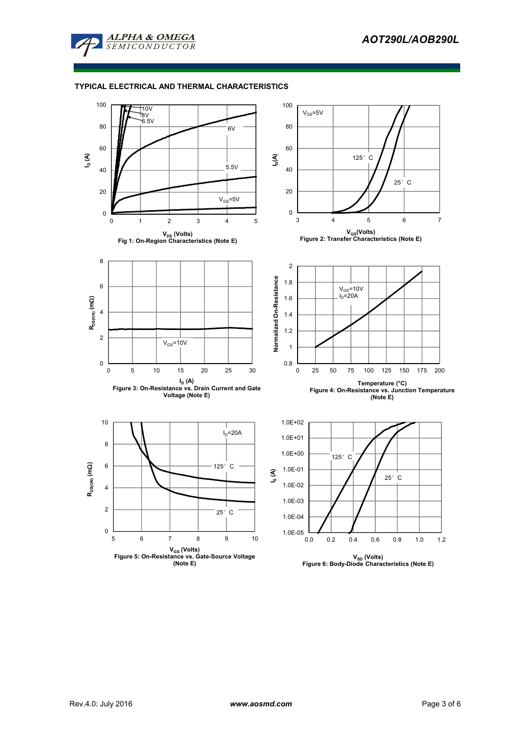## TYPICAL ELECTRICAL AND THERMAL CHARACTERISTICS

Fig 1: On-Region Characteristics (Note E)

Figure 2: Transfer Characteristics (Note E)

Figure 3: On-Resistance vs. Drain Current and Gate Voltage (Note E)

Figure 4: On-Resistance vs. Junction Temperature (Note E)

Figure 5: On-Resistance vs. Gate-Source Voltage (Note E)

Figure 6: Body-Diode Characteristics (Note E)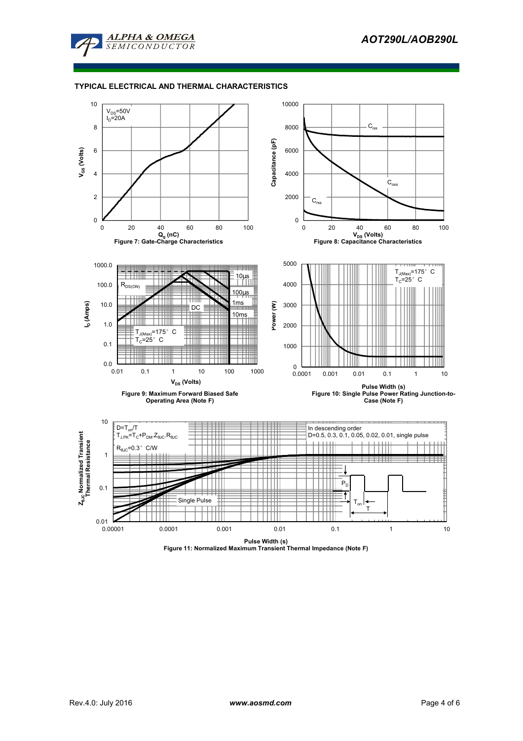## TYPICAL ELECTRICAL AND THERMAL CHARACTERISTICS

$V_{DS}$=50V
$I_D$=20A

$V_{GS}$ (Volts)

$Q_g$ (nC)

Figure 7: Gate-Charge Characteristics

$C_{iss}$

$C_{oss}$

$C_{rss}$

Capacitance (pF)

$V_{DS}$ (Volts)

Figure 8: Capacitance Characteristics

$R_{DS(ON)}$

10µs

100µs

1ms

10ms

DC

$T_{J(Max)}$=175° C
$T_C$=25° C

$I_D$ (Amps)

$V_{DS}$ (Volts)

Figure 9: Maximum Forward Biased Safe Operating Area (Note F)

$T_{J(Max)}$=175° C
$T_C$=25° C

Power (W)

Pulse Width (s)

Figure 10: Single Pulse Power Rating Junction-to-Case (Note F)

$D=T_{on}/T$
$T_{J,PK}=T_C+P_{DM}.Z_{\theta JC}.R_{\theta JC}$

$R_{\theta JC}$=0.3° C/W

In descending order
D=0.5, 0.3, 0.1, 0.05, 0.02, 0.01, single pulse

Single Pulse

$P_D$

$T_{on}$

T

$Z_{\theta JC}$ Normalized Transient Thermal Resistance

Pulse Width (s)

Figure 11: Normalized Maximum Transient Thermal Impedance (Note F)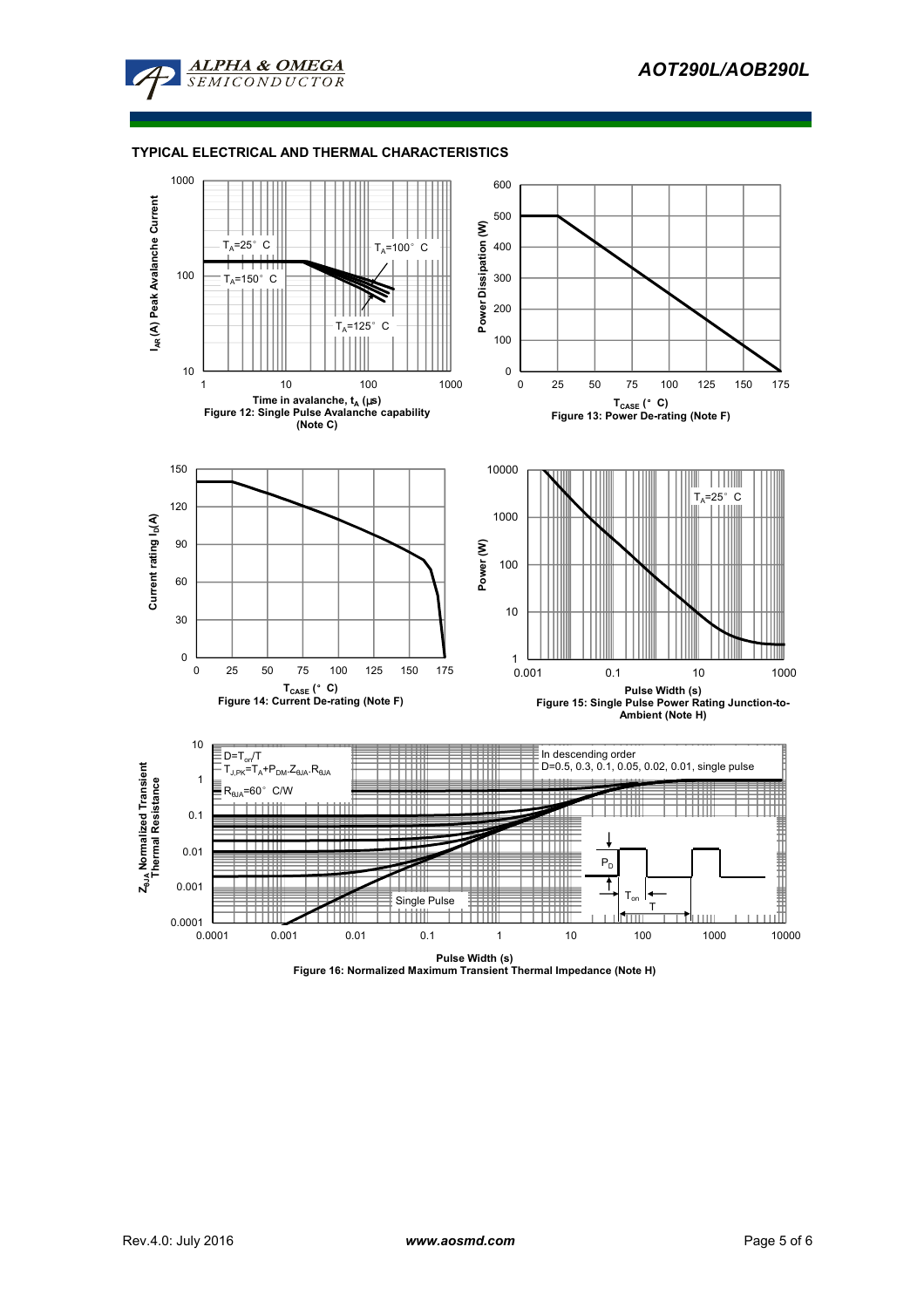## TYPICAL ELECTRICAL AND THERMAL CHARACTERISTICS

Time in avalanche, $t_A$ ($\mu$s)
Figure 12: Single Pulse Avalanche capability (Note C)

$T_{CASE}$ (°C)
Figure 13: Power De-rating (Note F)

$T_{CASE}$ (°C)
Figure 14: Current De-rating (Note F)

Pulse Width (s)
Figure 15: Single Pulse Power Rating Junction-to-Ambient (Note H)

Pulse Width (s)
Figure 16: Normalized Maximum Transient Thermal Impedance (Note H)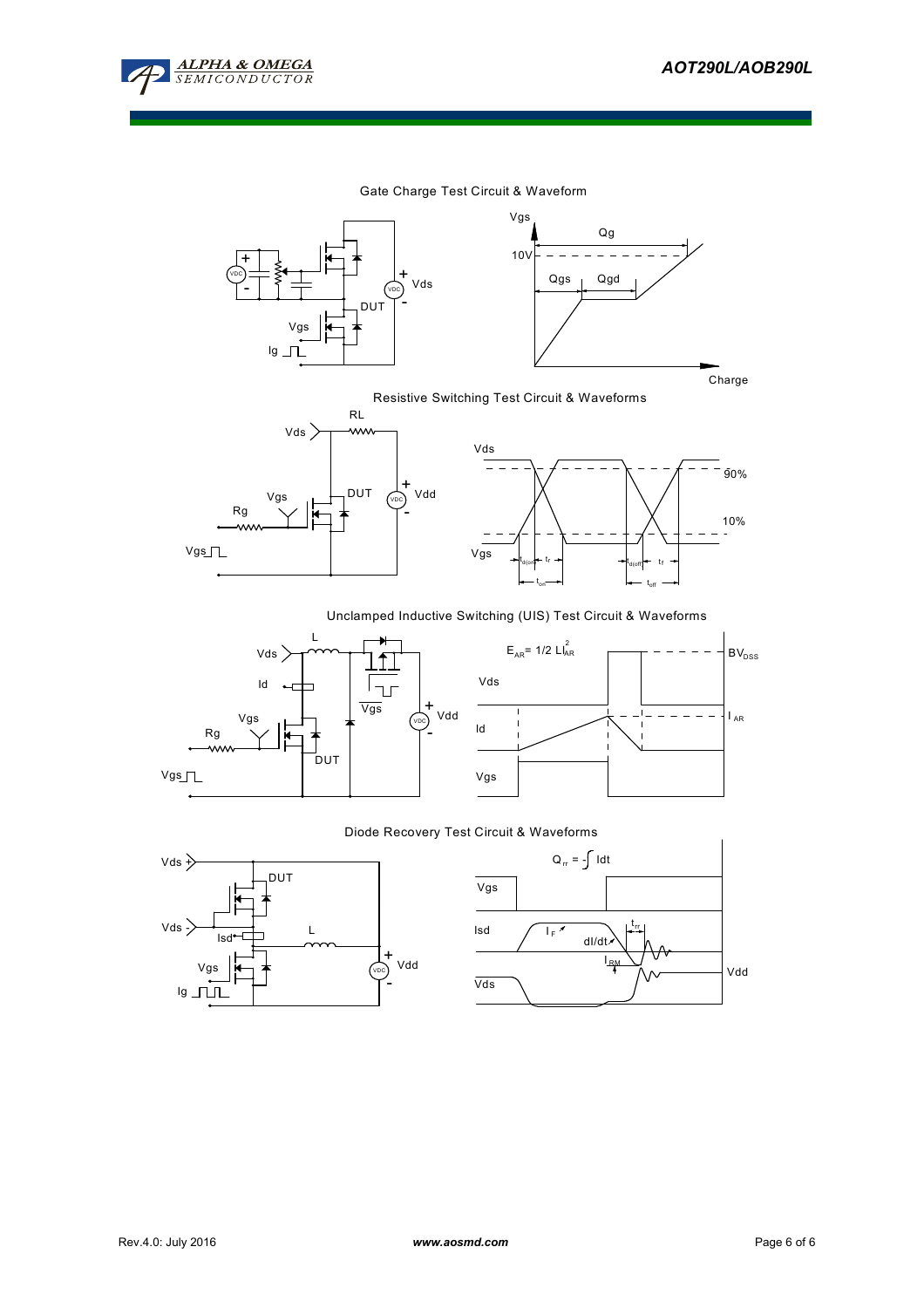## Gate Charge Test Circuit & Waveform

VDC
+
-
Vds
+
-
DUT
Vgs
Ig

Vgs
Qg
10V
Qgs
Qgd
Charge

## Resistive Switching Test Circuit & Waveforms

RL
Vds
Vgs
Rg
DUT
+
Vdd
-
VDC
Vgs

Vds
90%
10%
Vgs
$t_{d(on)}$
$t_r$
$t_{on}$
$t_{d(off)}$
$t_f$
$t_{off}$

## Unclamped Inductive Switching (UIS) Test Circuit & Waveforms

L
Vds
Id
Vgs
Vgs
Rg
DUT
+
Vdd
-
VDC
Vgs

$E_{AR} = 1/2\ LI_{AR}^2$
$BV_{DSS}$
Vds
Id
$I_{AR}$
Vgs

## Diode Recovery Test Circuit & Waveforms

Vds +
DUT
Vds -
Isd
L
Vgs
Ig
+
Vdd
-
VDC

$Q_{rr} = -\int Idt$
Vgs
Isd
$I_F$
dI/dt
$t_{rr}$
$I_{RM}$
Vds
Vdd